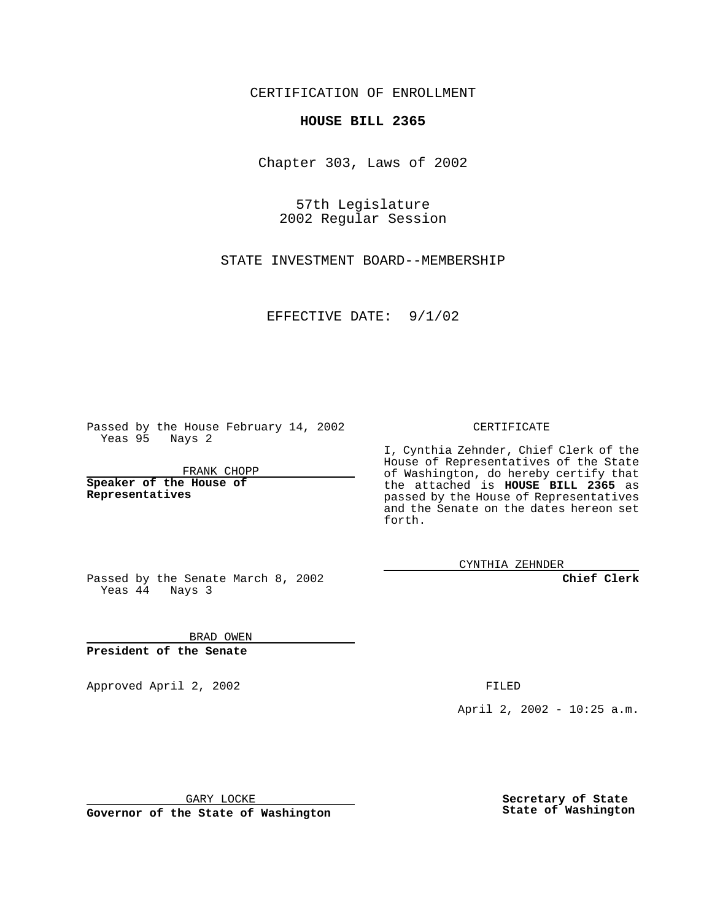CERTIFICATION OF ENROLLMENT

**HOUSE BILL 2365**

Chapter 303, Laws of 2002

57th Legislature
2002 Regular Session

STATE INVESTMENT BOARD--MEMBERSHIP

EFFECTIVE DATE: 9/1/02

Passed by the House February 14, 2002
Yeas 95 Nays 2

FRANK CHOPP

**Speaker of the House of Representatives**

Passed by the Senate March 8, 2002
Yeas 44 Nays 3

BRAD OWEN

**President of the Senate**

Approved April 2, 2002

GARY LOCKE

**Governor of the State of Washington**

CERTIFICATE

I, Cynthia Zehnder, Chief Clerk of the House of Representatives of the State of Washington, do hereby certify that the attached is **HOUSE BILL 2365** as passed by the House of Representatives and the Senate on the dates hereon set forth.

CYNTHIA ZEHNDER

**Chief Clerk**

FILED

April 2, 2002 - 10:25 a.m.

**Secretary of State**
**State of Washington**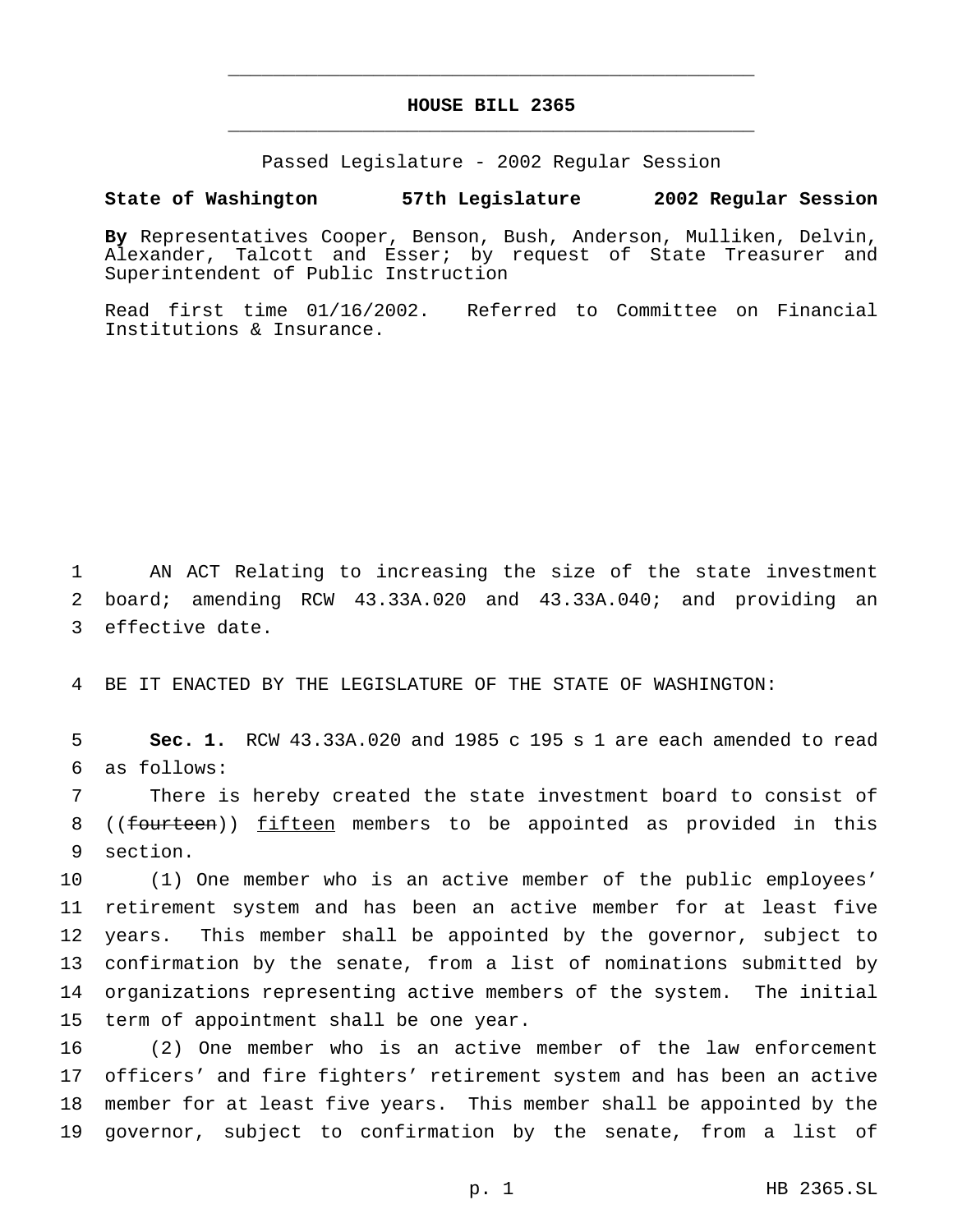# HOUSE BILL 2365

Passed Legislature - 2002 Regular Session

**State of Washington 57th Legislature 2002 Regular Session**

**By** Representatives Cooper, Benson, Bush, Anderson, Mulliken, Delvin, Alexander, Talcott and Esser; by request of State Treasurer and Superintendent of Public Instruction

Read first time 01/16/2002. Referred to Committee on Financial Institutions & Insurance.

AN ACT Relating to increasing the size of the state investment board; amending RCW 43.33A.020 and 43.33A.040; and providing an effective date.

BE IT ENACTED BY THE LEGISLATURE OF THE STATE OF WASHINGTON:

**Sec. 1.** RCW 43.33A.020 and 1985 c 195 s 1 are each amended to read as follows:

There is hereby created the state investment board to consist of ((~~fourteen~~)) <u>fifteen</u> members to be appointed as provided in this section.

(1) One member who is an active member of the public employees' retirement system and has been an active member for at least five years. This member shall be appointed by the governor, subject to confirmation by the senate, from a list of nominations submitted by organizations representing active members of the system. The initial term of appointment shall be one year.

(2) One member who is an active member of the law enforcement officers' and fire fighters' retirement system and has been an active member for at least five years. This member shall be appointed by the governor, subject to confirmation by the senate, from a list of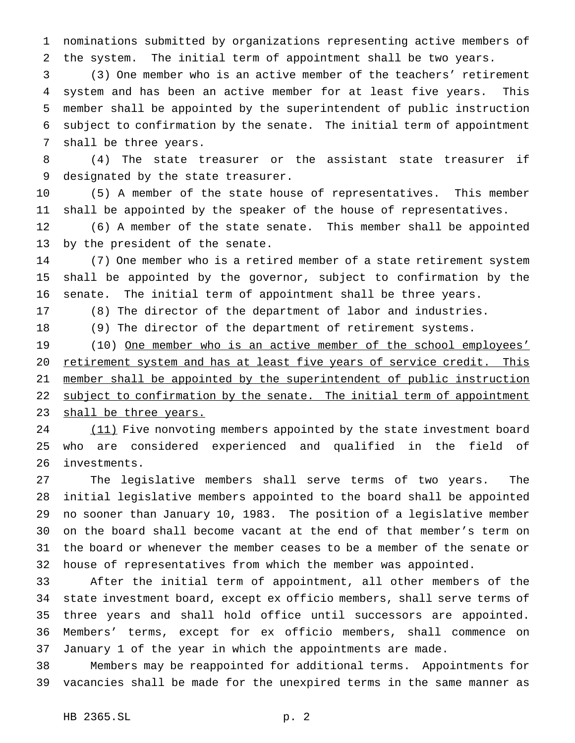nominations submitted by organizations representing active members of the system. The initial term of appointment shall be two years.

(3) One member who is an active member of the teachers' retirement system and has been an active member for at least five years. This member shall be appointed by the superintendent of public instruction subject to confirmation by the senate. The initial term of appointment shall be three years.

(4) The state treasurer or the assistant state treasurer if designated by the state treasurer.

(5) A member of the state house of representatives. This member shall be appointed by the speaker of the house of representatives.

(6) A member of the state senate. This member shall be appointed by the president of the senate.

(7) One member who is a retired member of a state retirement system shall be appointed by the governor, subject to confirmation by the senate. The initial term of appointment shall be three years.

(8) The director of the department of labor and industries.

(9) The director of the department of retirement systems.

(10) <u>One member who is an active member of the school employees' retirement system and has at least five years of service credit. This member shall be appointed by the superintendent of public instruction subject to confirmation by the senate. The initial term of appointment shall be three years.</u>

<u>(11)</u> Five nonvoting members appointed by the state investment board who are considered experienced and qualified in the field of investments.

The legislative members shall serve terms of two years. The initial legislative members appointed to the board shall be appointed no sooner than January 10, 1983. The position of a legislative member on the board shall become vacant at the end of that member's term on the board or whenever the member ceases to be a member of the senate or house of representatives from which the member was appointed.

After the initial term of appointment, all other members of the state investment board, except ex officio members, shall serve terms of three years and shall hold office until successors are appointed. Members' terms, except for ex officio members, shall commence on January 1 of the year in which the appointments are made.

Members may be reappointed for additional terms. Appointments for vacancies shall be made for the unexpired terms in the same manner as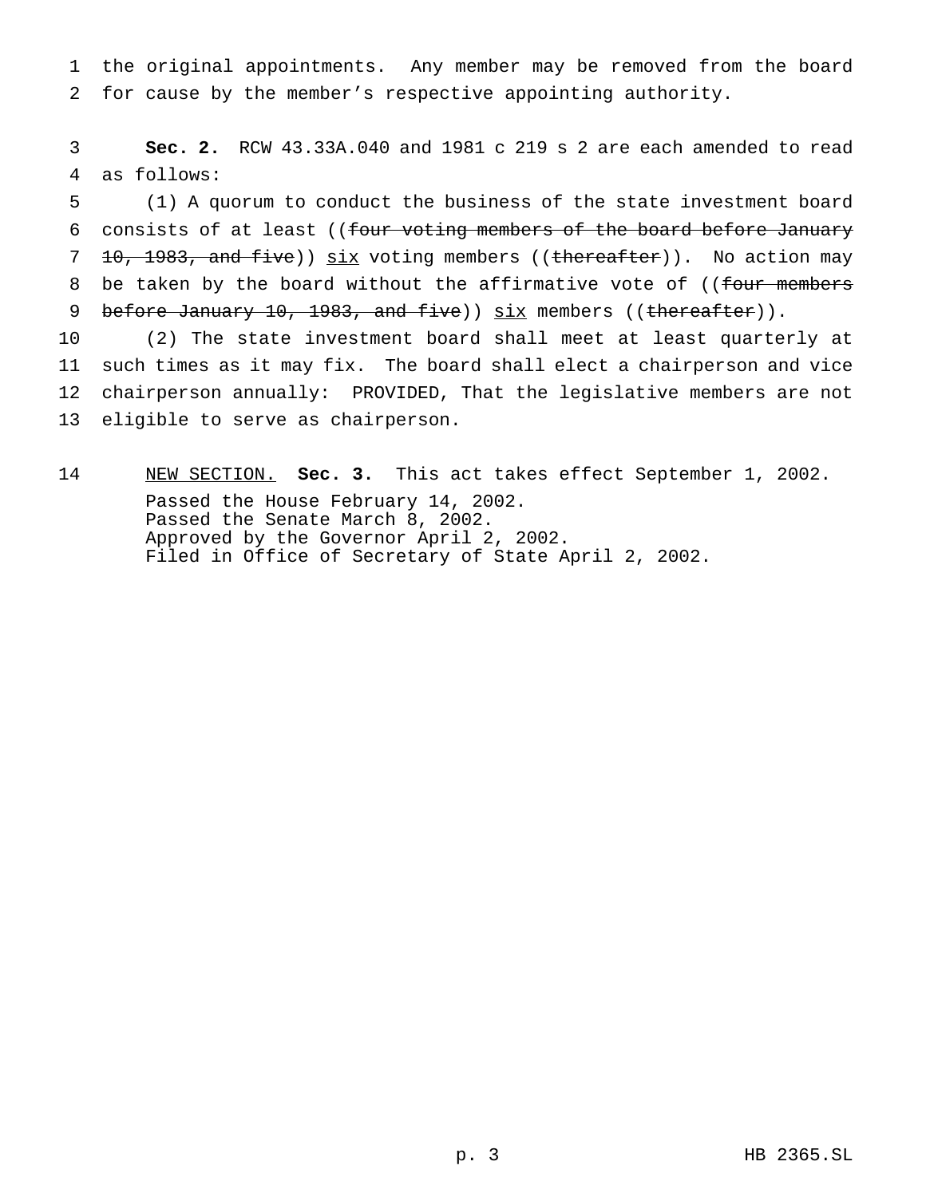the original appointments. Any member may be removed from the board for cause by the member's respective appointing authority.

**Sec. 2.** RCW 43.33A.040 and 1981 c 219 s 2 are each amended to read as follows:

(1) A quorum to conduct the business of the state investment board consists of at least ((~~four voting members of the board before January 10, 1983, and five~~)) six voting members ((~~thereafter~~)). No action may be taken by the board without the affirmative vote of ((~~four members before January 10, 1983, and five~~)) six members ((~~thereafter~~)).

(2) The state investment board shall meet at least quarterly at such times as it may fix. The board shall elect a chairperson and vice chairperson annually: PROVIDED, That the legislative members are not eligible to serve as chairperson.

NEW SECTION. **Sec. 3.** This act takes effect September 1, 2002.

Passed the House February 14, 2002.
Passed the Senate March 8, 2002.
Approved by the Governor April 2, 2002.
Filed in Office of Secretary of State April 2, 2002.